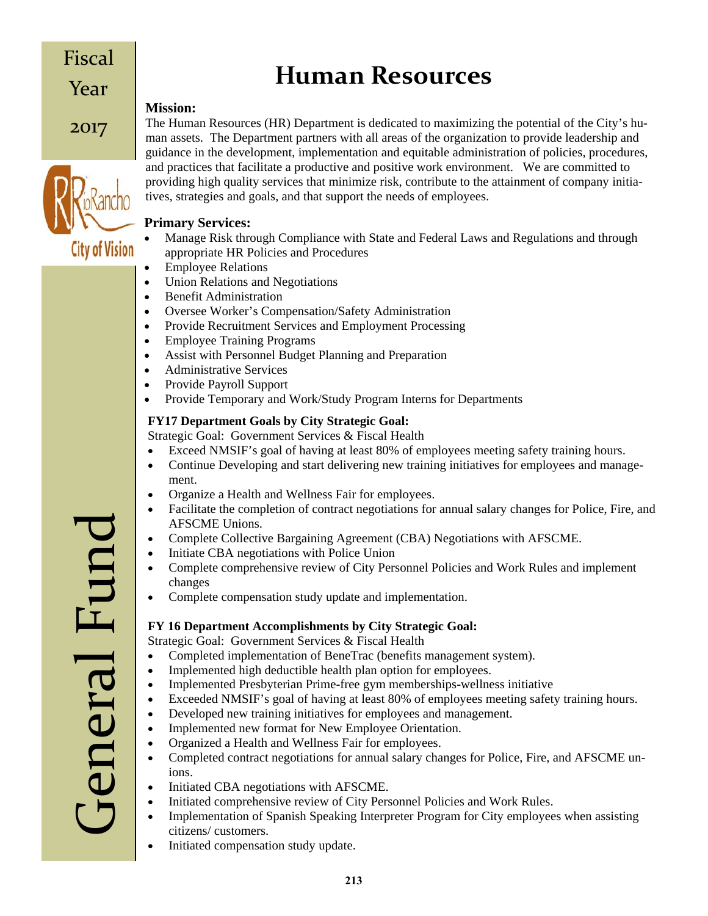# Human Resources

**Mission:**

The Human Resources (HR) Department is dedicated to maximizing the potential of the City's human assets. The Department partners with all areas of the organization to provide leadership and guidance in the development, implementation and equitable administration of policies, procedures, and practices that facilitate a productive and positive work environment. We are committed to providing high quality services that minimize risk, contribute to the attainment of company initiatives, strategies and goals, and that support the needs of employees.

**Primary Services:**

- Manage Risk through Compliance with State and Federal Laws and Regulations and through appropriate HR Policies and Procedures
- Employee Relations
- Union Relations and Negotiations
- Benefit Administration
- Oversee Worker's Compensation/Safety Administration
- Provide Recruitment Services and Employment Processing
- Employee Training Programs
- Assist with Personnel Budget Planning and Preparation
- Administrative Services
- Provide Payroll Support
- Provide Temporary and Work/Study Program Interns for Departments

**FY17 Department Goals by City Strategic Goal:**

Strategic Goal: Government Services & Fiscal Health

- Exceed NMSIF's goal of having at least 80% of employees meeting safety training hours.
- Continue Developing and start delivering new training initiatives for employees and management.
- Organize a Health and Wellness Fair for employees.
- Facilitate the completion of contract negotiations for annual salary changes for Police, Fire, and AFSCME Unions.
- Complete Collective Bargaining Agreement (CBA) Negotiations with AFSCME.
- Initiate CBA negotiations with Police Union
- Complete comprehensive review of City Personnel Policies and Work Rules and implement changes
- Complete compensation study update and implementation.

**FY 16 Department Accomplishments by City Strategic Goal:**

Strategic Goal: Government Services & Fiscal Health

- Completed implementation of BeneTrac (benefits management system).
- Implemented high deductible health plan option for employees.
- Implemented Presbyterian Prime-free gym memberships-wellness initiative
- Exceeded NMSIF's goal of having at least 80% of employees meeting safety training hours.
- Developed new training initiatives for employees and management.
- Implemented new format for New Employee Orientation.
- Organized a Health and Wellness Fair for employees.
- Completed contract negotiations for annual salary changes for Police, Fire, and AFSCME unions.
- Initiated CBA negotiations with AFSCME.
- Initiated comprehensive review of City Personnel Policies and Work Rules.
- Implementation of Spanish Speaking Interpreter Program for City employees when assisting citizens/ customers.
- Initiated compensation study update.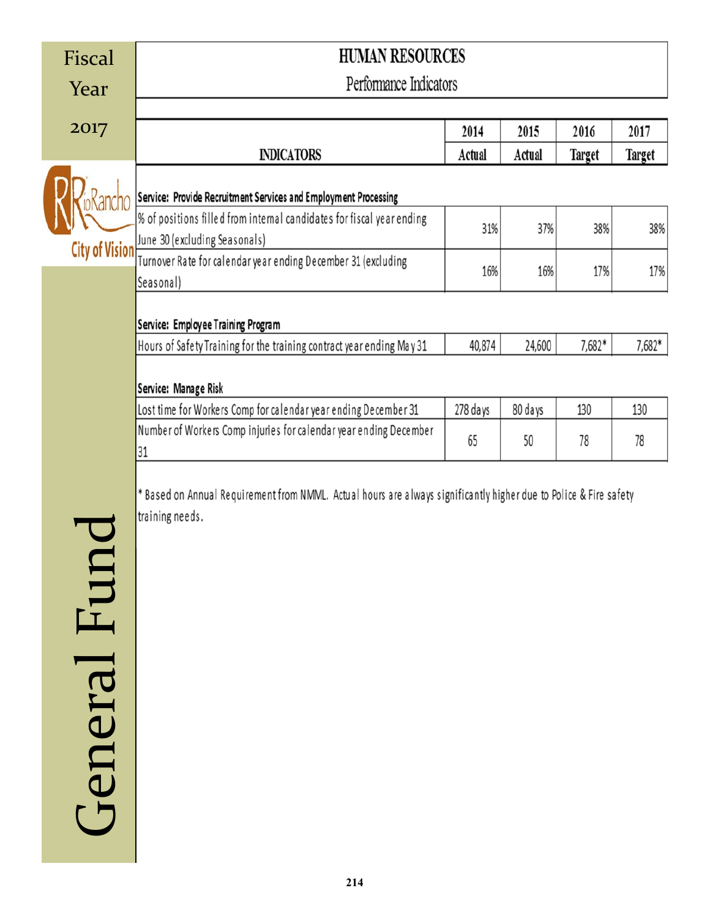Fiscal Year 2017

General Fund

# HUMAN RESOURCES

## Performance Indicators

| INDICATORS | 2014 Actual | 2015 Actual | 2016 Target | 2017 Target |
|---|---|---|---|---|
| **Service: Provide Recruitment Services and Employment Processing** | | | | |
| % of positions filled from internal candidates for fiscal year ending June 30 (excluding Seasonals) | 31% | 37% | 38% | 38% |
| Turnover Rate for calendar year ending December 31 (excluding Seasonal) | 16% | 16% | 17% | 17% |
| **Service: Employee Training Program** | | | | |
| Hours of Safety Training for the training contract year ending May 31 | 40,874 | 24,600 | 7,682* | 7,682* |
| **Service: Manage Risk** | | | | |
| Lost time for Workers Comp for calendar year ending December 31 | 278 days | 80 days | 130 | 130 |
| Number of Workers Comp injuries for calendar year ending December 31 | 65 | 50 | 78 | 78 |

* Based on Annual Requirement from NMML. Actual hours are always significantly higher due to Police & Fire safety training needs.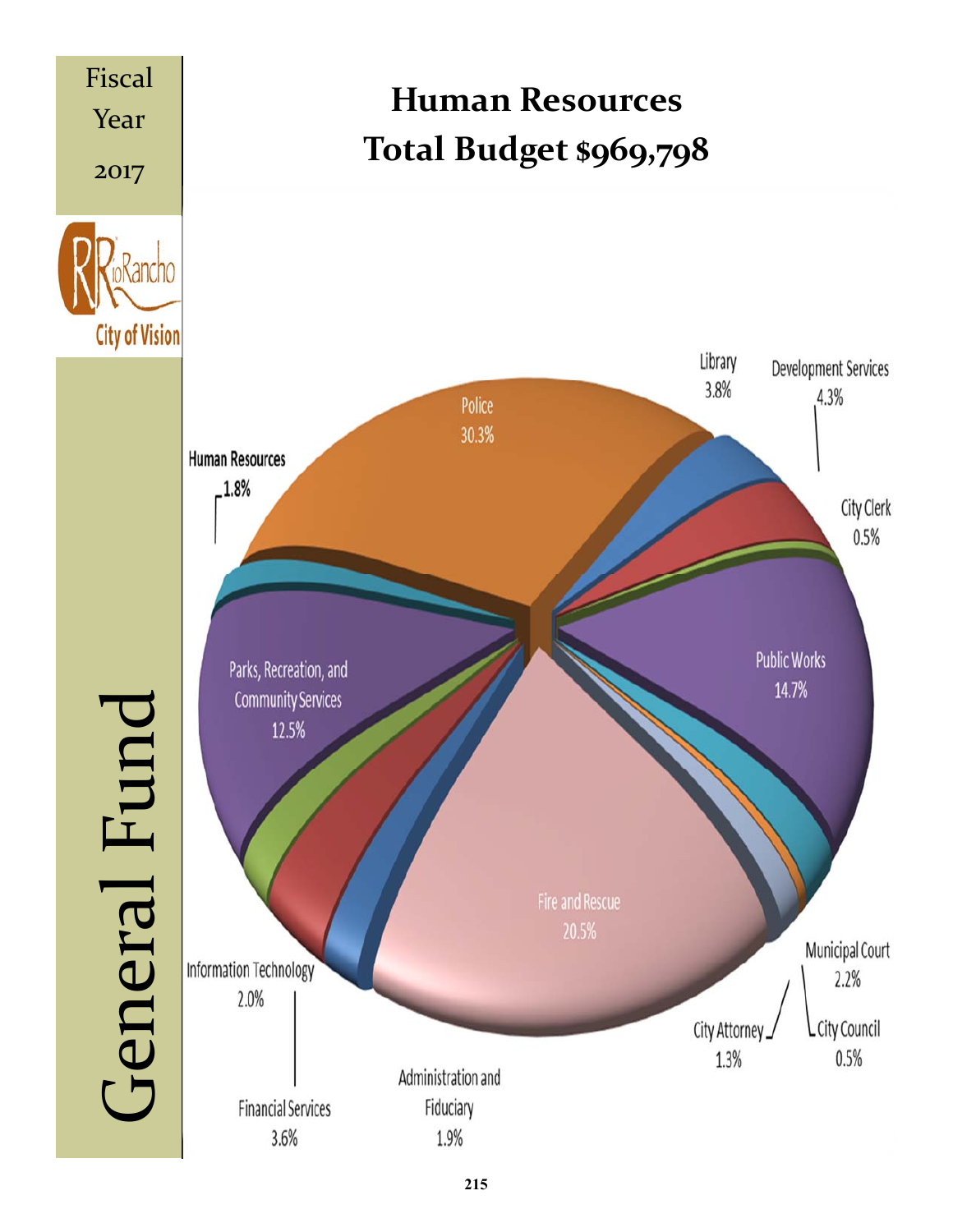Fiscal Year 2017

Rio Rancho City of Vision

General Fund

# Human Resources
# Total Budget $969,798

| Department | Percentage |
| --- | --- |
| Police | 30.3% |
| Library | 3.8% |
| Development Services | 4.3% |
| City Clerk | 0.5% |
| Public Works | 14.7% |
| Municipal Court | 2.2% |
| City Council | 0.5% |
| City Attorney | 1.3% |
| Fire and Rescue | 20.5% |
| Administration and Fiduciary | 1.9% |
| Financial Services | 3.6% |
| Information Technology | 2.0% |
| Parks, Recreation, and Community Services | 12.5% |
| Human Resources | 1.8% |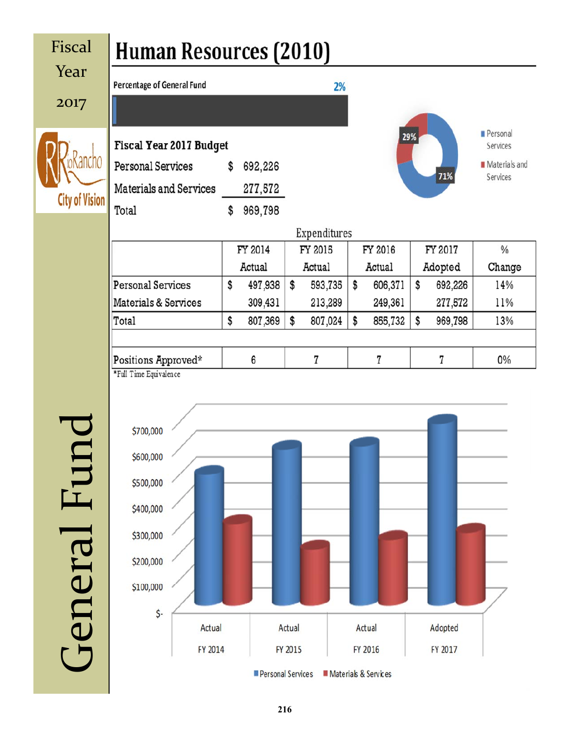Fiscal Year 2017

Rio Rancho City of Vision

# Human Resources (2010)

Percentage of General Fund 2%

## Fiscal Year 2017 Budget

| | |
|---|---|
| Personal Services | $ 692,226 |
| Materials and Services | 277,572 |
| Total | $ 969,798 |

29%
71%
Personal Services
Materials and Services

Expenditures

| | FY 2014 Actual | FY 2015 Actual | FY 2016 Actual | FY 2017 Adopted | % Change |
|---|---|---|---|---|---|
| Personal Services | $ 497,938 | $ 593,735 | $ 606,371 | $ 692,226 | 14% |
| Materials & Services | 309,431 | 213,289 | 249,361 | 277,572 | 11% |
| Total | $ 807,369 | $ 807,024 | $ 855,732 | $ 969,798 | 13% |
| | | | | | |
| Positions Approved* | 6 | 7 | 7 | 7 | 0% |

*Full Time Equivalence

$700,000
$600,000
$500,000
$400,000
$300,000
$200,000
$100,000
$-

Actual FY 2014
Actual FY 2015
Actual FY 2016
Adopted FY 2017

Personal Services
Materials & Services

General Fund